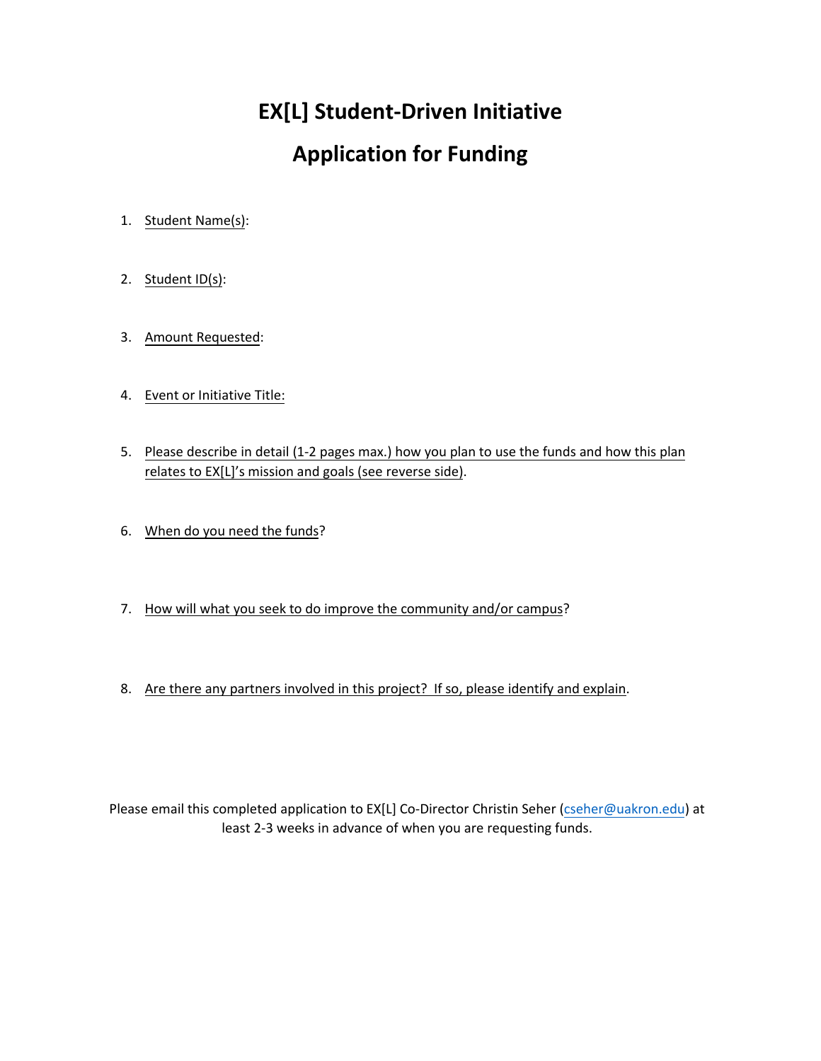# EX[L] Student-Driven Initiative

# Application for Funding

1. Student Name(s):

2. Student ID(s):

3. Amount Requested:

4. Event or Initiative Title:

5. Please describe in detail (1-2 pages max.) how you plan to use the funds and how this plan relates to EX[L]'s mission and goals (see reverse side).

6. When do you need the funds?

7. How will what you seek to do improve the community and/or campus?

8. Are there any partners involved in this project? If so, please identify and explain.

Please email this completed application to EX[L] Co-Director Christin Seher (cseher@uakron.edu) at least 2-3 weeks in advance of when you are requesting funds.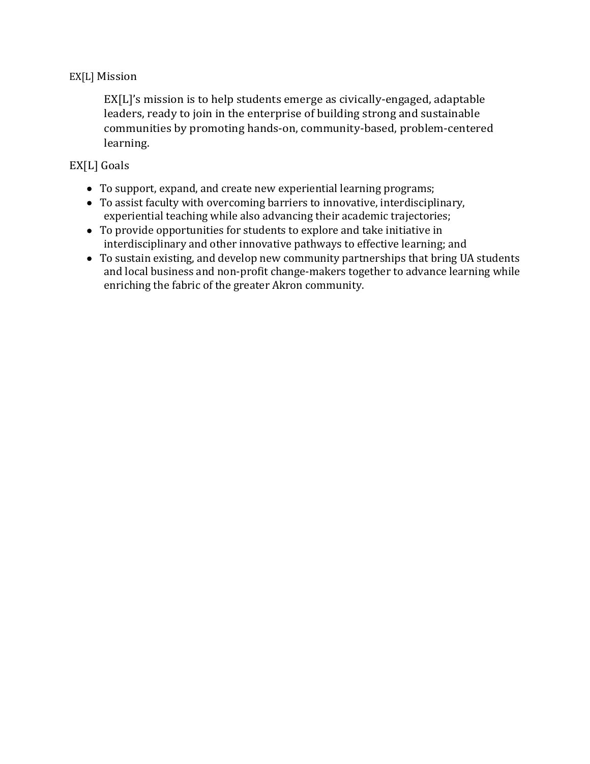EX[L] Mission

> EX[L]'s mission is to help students emerge as civically-engaged, adaptable leaders, ready to join in the enterprise of building strong and sustainable communities by promoting hands-on, community-based, problem-centered learning.

EX[L] Goals

- To support, expand, and create new experiential learning programs;
- To assist faculty with overcoming barriers to innovative, interdisciplinary, experiential teaching while also advancing their academic trajectories;
- To provide opportunities for students to explore and take initiative in interdisciplinary and other innovative pathways to effective learning; and
- To sustain existing, and develop new community partnerships that bring UA students and local business and non-profit change-makers together to advance learning while enriching the fabric of the greater Akron community.